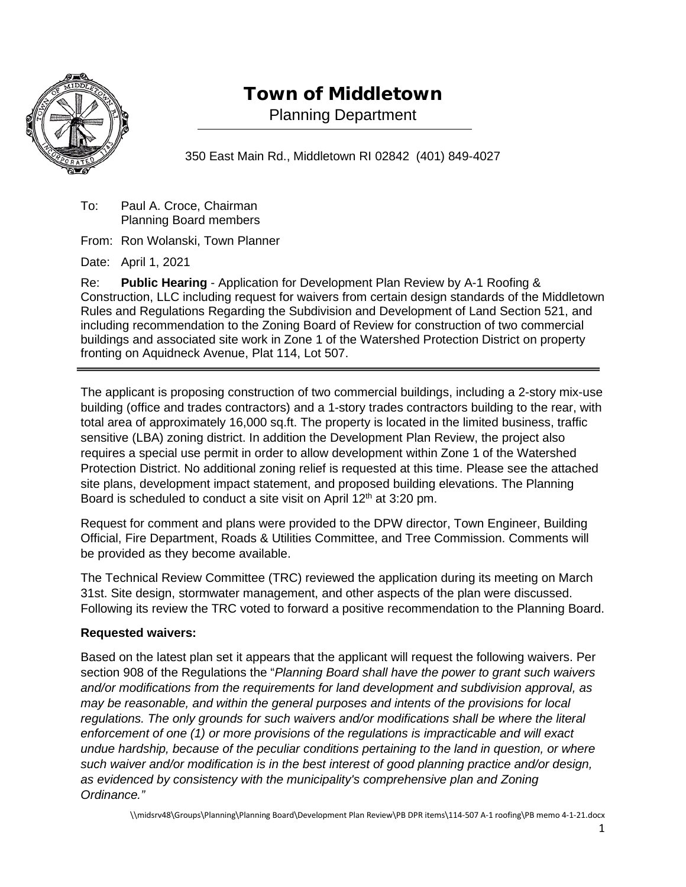# Town of Middletown

Planning Department

350 East Main Rd., Middletown RI 02842 (401) 849-4027

To: Paul A. Croce, Chairman
Planning Board members

From: Ron Wolanski, Town Planner

Date: April 1, 2021

Re: **Public Hearing** - Application for Development Plan Review by A-1 Roofing & Construction, LLC including request for waivers from certain design standards of the Middletown Rules and Regulations Regarding the Subdivision and Development of Land Section 521, and including recommendation to the Zoning Board of Review for construction of two commercial buildings and associated site work in Zone 1 of the Watershed Protection District on property fronting on Aquidneck Avenue, Plat 114, Lot 507.

---

The applicant is proposing construction of two commercial buildings, including a 2-story mix-use building (office and trades contractors) and a 1-story trades contractors building to the rear, with total area of approximately 16,000 sq.ft. The property is located in the limited business, traffic sensitive (LBA) zoning district. In addition the Development Plan Review, the project also requires a special use permit in order to allow development within Zone 1 of the Watershed Protection District. No additional zoning relief is requested at this time. Please see the attached site plans, development impact statement, and proposed building elevations. The Planning Board is scheduled to conduct a site visit on April 12th at 3:20 pm.

Request for comment and plans were provided to the DPW director, Town Engineer, Building Official, Fire Department, Roads & Utilities Committee, and Tree Commission. Comments will be provided as they become available.

The Technical Review Committee (TRC) reviewed the application during its meeting on March 31st. Site design, stormwater management, and other aspects of the plan were discussed. Following its review the TRC voted to forward a positive recommendation to the Planning Board.

**Requested waivers:**

Based on the latest plan set it appears that the applicant will request the following waivers. Per section 908 of the Regulations the "*Planning Board shall have the power to grant such waivers and/or modifications from the requirements for land development and subdivision approval, as may be reasonable, and within the general purposes and intents of the provisions for local regulations. The only grounds for such waivers and/or modifications shall be where the literal enforcement of one (1) or more provisions of the regulations is impracticable and will exact undue hardship, because of the peculiar conditions pertaining to the land in question, or where such waiver and/or modification is in the best interest of good planning practice and/or design, as evidenced by consistency with the municipality's comprehensive plan and Zoning Ordinance.*"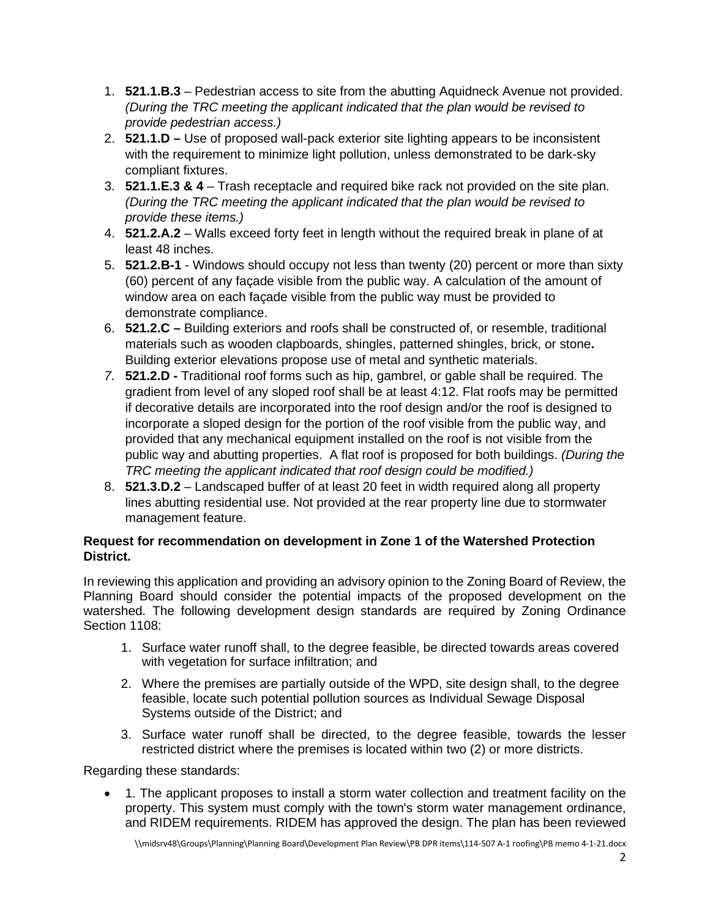1. **521.1.B.3** – Pedestrian access to site from the abutting Aquidneck Avenue not provided. *(During the TRC meeting the applicant indicated that the plan would be revised to provide pedestrian access.)*
2. **521.1.D –** Use of proposed wall-pack exterior site lighting appears to be inconsistent with the requirement to minimize light pollution, unless demonstrated to be dark-sky compliant fixtures.
3. **521.1.E.3 & 4** – Trash receptacle and required bike rack not provided on the site plan. *(During the TRC meeting the applicant indicated that the plan would be revised to provide these items.)*
4. **521.2.A.2** – Walls exceed forty feet in length without the required break in plane of at least 48 inches.
5. **521.2.B-1** - Windows should occupy not less than twenty (20) percent or more than sixty (60) percent of any façade visible from the public way. A calculation of the amount of window area on each façade visible from the public way must be provided to demonstrate compliance.
6. **521.2.C –** Building exteriors and roofs shall be constructed of, or resemble, traditional materials such as wooden clapboards, shingles, patterned shingles, brick, or stone**.** Building exterior elevations propose use of metal and synthetic materials.
7. **521.2.D -** Traditional roof forms such as hip, gambrel, or gable shall be required. The gradient from level of any sloped roof shall be at least 4:12. Flat roofs may be permitted if decorative details are incorporated into the roof design and/or the roof is designed to incorporate a sloped design for the portion of the roof visible from the public way, and provided that any mechanical equipment installed on the roof is not visible from the public way and abutting properties. A flat roof is proposed for both buildings. *(During the TRC meeting the applicant indicated that roof design could be modified.)*
8. **521.3.D.2** – Landscaped buffer of at least 20 feet in width required along all property lines abutting residential use. Not provided at the rear property line due to stormwater management feature.

**Request for recommendation on development in Zone 1 of the Watershed Protection District.**

In reviewing this application and providing an advisory opinion to the Zoning Board of Review, the Planning Board should consider the potential impacts of the proposed development on the watershed. The following development design standards are required by Zoning Ordinance Section 1108:

1. Surface water runoff shall, to the degree feasible, be directed towards areas covered with vegetation for surface infiltration; and
2. Where the premises are partially outside of the WPD, site design shall, to the degree feasible, locate such potential pollution sources as Individual Sewage Disposal Systems outside of the District; and
3. Surface water runoff shall be directed, to the degree feasible, towards the lesser restricted district where the premises is located within two (2) or more districts.

Regarding these standards:

- 1. The applicant proposes to install a storm water collection and treatment facility on the property. This system must comply with the town's storm water management ordinance, and RIDEM requirements. RIDEM has approved the design. The plan has been reviewed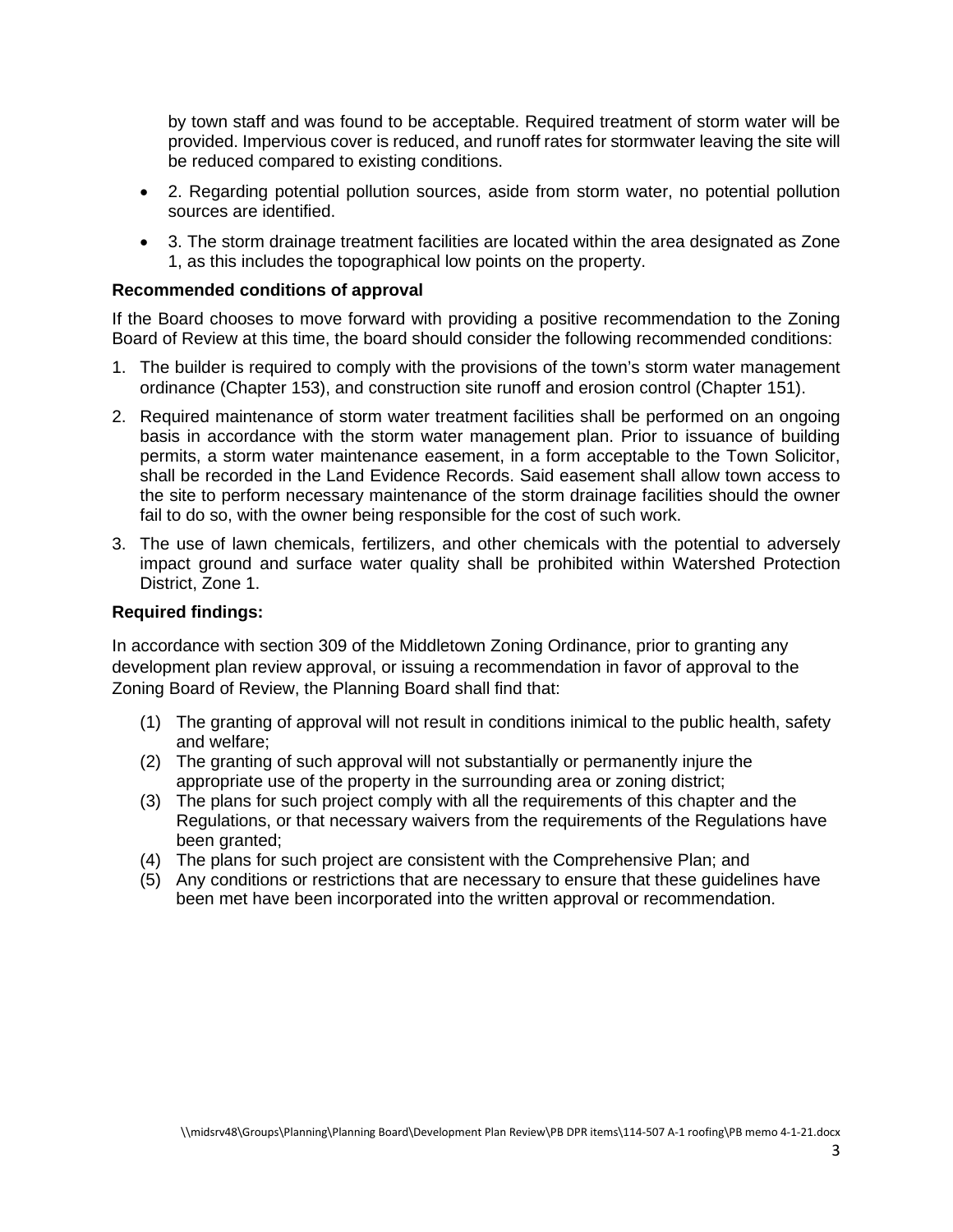by town staff and was found to be acceptable. Required treatment of storm water will be provided. Impervious cover is reduced, and runoff rates for stormwater leaving the site will be reduced compared to existing conditions.

- 2. Regarding potential pollution sources, aside from storm water, no potential pollution sources are identified.
- 3. The storm drainage treatment facilities are located within the area designated as Zone 1, as this includes the topographical low points on the property.

**Recommended conditions of approval**

If the Board chooses to move forward with providing a positive recommendation to the Zoning Board of Review at this time, the board should consider the following recommended conditions:

1. The builder is required to comply with the provisions of the town's storm water management ordinance (Chapter 153), and construction site runoff and erosion control (Chapter 151).
2. Required maintenance of storm water treatment facilities shall be performed on an ongoing basis in accordance with the storm water management plan. Prior to issuance of building permits, a storm water maintenance easement, in a form acceptable to the Town Solicitor, shall be recorded in the Land Evidence Records. Said easement shall allow town access to the site to perform necessary maintenance of the storm drainage facilities should the owner fail to do so, with the owner being responsible for the cost of such work.
3. The use of lawn chemicals, fertilizers, and other chemicals with the potential to adversely impact ground and surface water quality shall be prohibited within Watershed Protection District, Zone 1.

**Required findings:**

In accordance with section 309 of the Middletown Zoning Ordinance, prior to granting any development plan review approval, or issuing a recommendation in favor of approval to the Zoning Board of Review, the Planning Board shall find that:

(1) The granting of approval will not result in conditions inimical to the public health, safety and welfare;
(2) The granting of such approval will not substantially or permanently injure the appropriate use of the property in the surrounding area or zoning district;
(3) The plans for such project comply with all the requirements of this chapter and the Regulations, or that necessary waivers from the requirements of the Regulations have been granted;
(4) The plans for such project are consistent with the Comprehensive Plan; and
(5) Any conditions or restrictions that are necessary to ensure that these guidelines have been met have been incorporated into the written approval or recommendation.